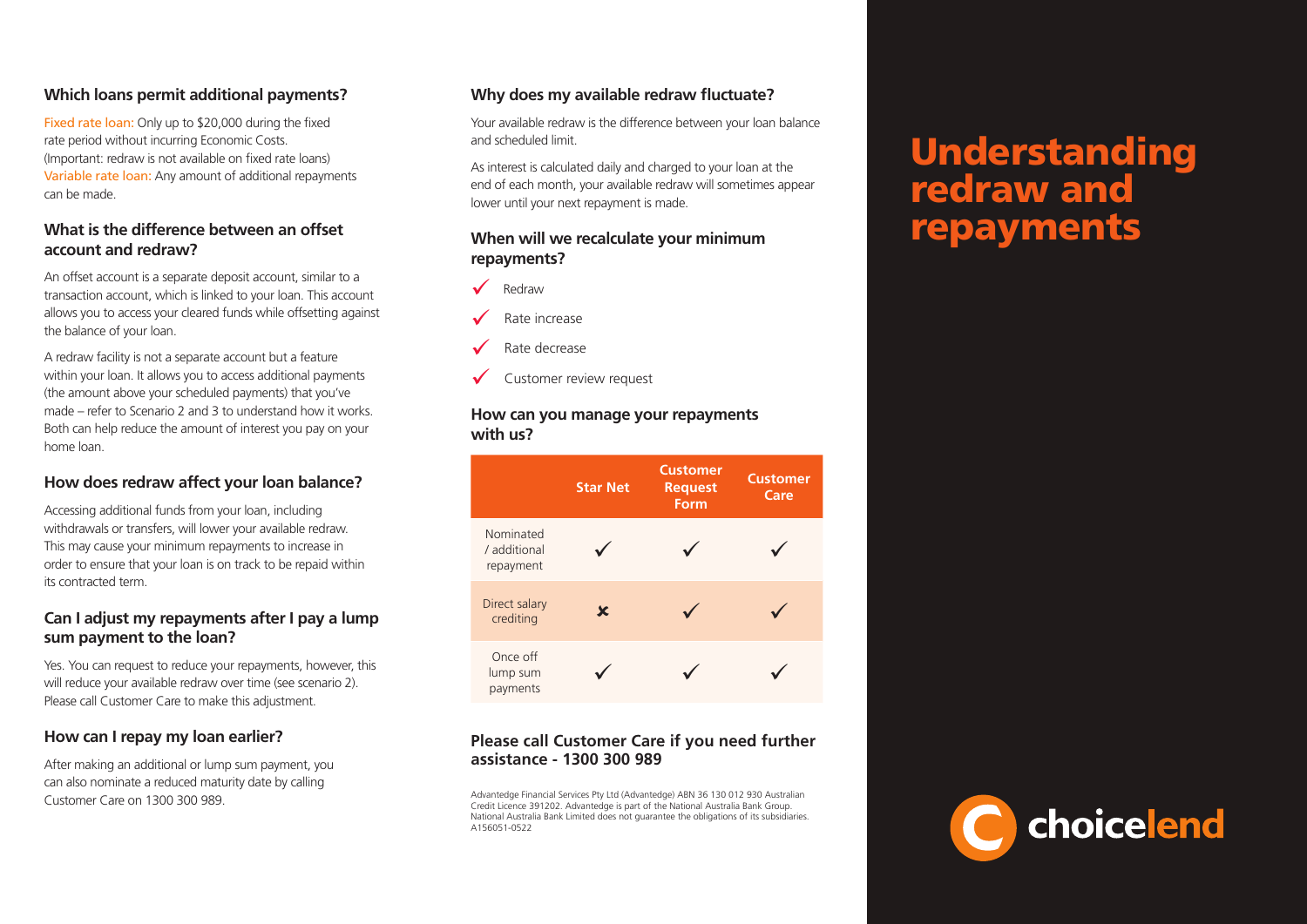## Which loans permit additional payments?

Fixed rate loan: Only up to $20,000 during the fixed rate period without incurring Economic Costs. (Important: redraw is not available on fixed rate loans)
Variable rate loan: Any amount of additional repayments can be made.

## What is the difference between an offset account and redraw?

An offset account is a separate deposit account, similar to a transaction account, which is linked to your loan. This account allows you to access your cleared funds while offsetting against the balance of your loan.

A redraw facility is not a separate account but a feature within your loan. It allows you to access additional payments (the amount above your scheduled payments) that you've made – refer to Scenario 2 and 3 to understand how it works. Both can help reduce the amount of interest you pay on your home loan.

## How does redraw affect your loan balance?

Accessing additional funds from your loan, including withdrawals or transfers, will lower your available redraw. This may cause your minimum repayments to increase in order to ensure that your loan is on track to be repaid within its contracted term.

## Can I adjust my repayments after I pay a lump sum payment to the loan?

Yes. You can request to reduce your repayments, however, this will reduce your available redraw over time (see scenario 2). Please call Customer Care to make this adjustment.

## How can I repay my loan earlier?

After making an additional or lump sum payment, you can also nominate a reduced maturity date by calling Customer Care on 1300 300 989.

## Why does my available redraw fluctuate?

Your available redraw is the difference between your loan balance and scheduled limit.

As interest is calculated daily and charged to your loan at the end of each month, your available redraw will sometimes appear lower until your next repayment is made.

## When will we recalculate your minimum repayments?

- ✓ Redraw
- ✓ Rate increase
- ✓ Rate decrease
- ✓ Customer review request

## How can you manage your repayments with us?

| | Star Net | Customer Request Form | Customer Care |
|---|---|---|---|
| Nominated / additional repayment | ✓ | ✓ | ✓ |
| Direct salary crediting | ✗ | ✓ | ✓ |
| Once off lump sum payments | ✓ | ✓ | ✓ |

**Please call Customer Care if you need further assistance - 1300 300 989**

Advantedge Financial Services Pty Ltd (Advantedge) ABN 36 130 012 930 Australian Credit Licence 391202. Advantedge is part of the National Australia Bank Group. National Australia Bank Limited does not guarantee the obligations of its subsidiaries. A156051-0522

# Understanding redraw and repayments

choicelend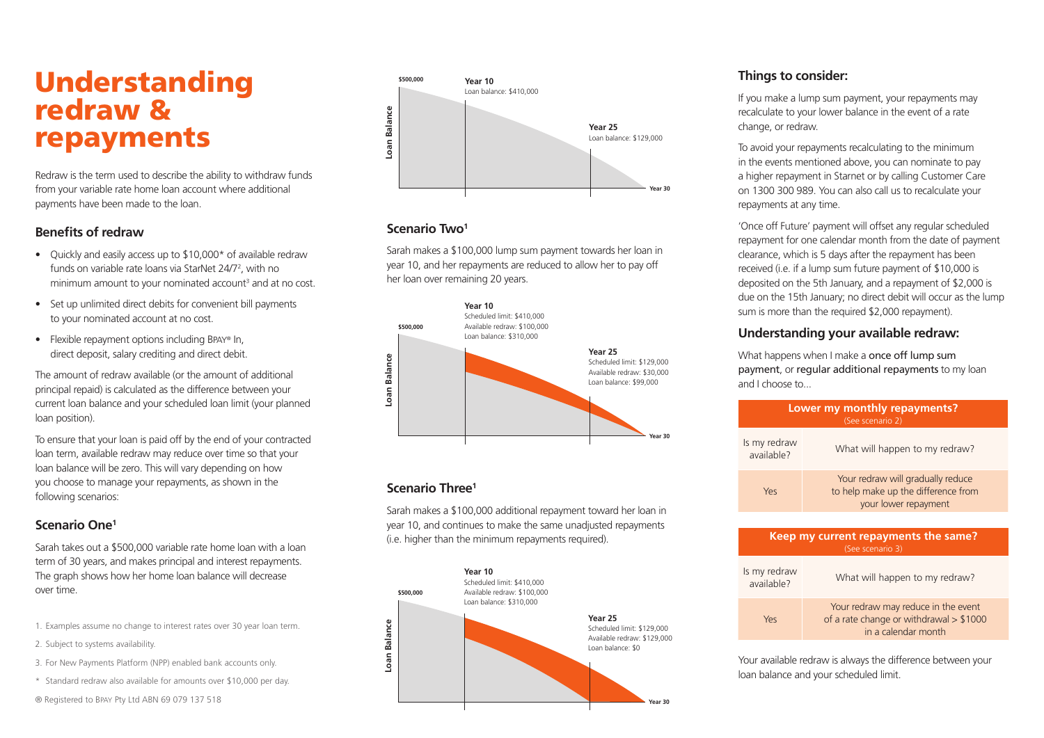# Understanding redraw & repayments

Redraw is the term used to describe the ability to withdraw funds from your variable rate home loan account where additional payments have been made to the loan.

## Benefits of redraw

- Quickly and easily access up to $10,000* of available redraw funds on variable rate loans via StarNet 24/7[2], with no minimum amount to your nominated account[3] and at no cost.
- Set up unlimited direct debits for convenient bill payments to your nominated account at no cost.
- Flexible repayment options including BPAY® In, direct deposit, salary crediting and direct debit.

The amount of redraw available (or the amount of additional principal repaid) is calculated as the difference between your current loan balance and your scheduled loan limit (your planned loan position).

To ensure that your loan is paid off by the end of your contracted loan term, available redraw may reduce over time so that your loan balance will be zero. This will vary depending on how you choose to manage your repayments, as shown in the following scenarios:

## Scenario One[1]

Sarah takes out a $500,000 variable rate home loan with a loan term of 30 years, and makes principal and interest repayments. The graph shows how her home loan balance will decrease over time.

$500,000
Loan Balance
Year 10
Loan balance: $410,000
Year 25
Loan balance: $129,000
Year 30

## Scenario Two[1]

Sarah makes a $100,000 lump sum payment towards her loan in year 10, and her repayments are reduced to allow her to pay off her loan over remaining 20 years.

$500,000
Loan Balance
Year 10
Scheduled limit: $410,000
Available redraw: $100,000
Loan balance: $310,000
Year 25
Scheduled limit: $129,000
Available redraw: $30,000
Loan balance: $99,000
Year 30

## Scenario Three[1]

Sarah makes a $100,000 additional repayment toward her loan in year 10, and continues to make the same unadjusted repayments (i.e. higher than the minimum repayments required).

$500,000
Loan Balance
Year 10
Scheduled limit: $410,000
Available redraw: $100,000
Loan balance: $310,000
Year 25
Scheduled limit: $129,000
Available redraw: $129,000
Loan balance: $0
Year 30

## Things to consider:

If you make a lump sum payment, your repayments may recalculate to your lower balance in the event of a rate change, or redraw.

To avoid your repayments recalculating to the minimum in the events mentioned above, you can nominate to pay a higher repayment in Starnet or by calling Customer Care on 1300 300 989. You can also call us to recalculate your repayments at any time.

'Once off Future' payment will offset any regular scheduled repayment for one calendar month from the date of payment clearance, which is 5 days after the repayment has been received (i.e. if a lump sum future payment of $10,000 is deposited on the 5th January, and a repayment of $2,000 is due on the 15th January; no direct debit will occur as the lump sum is more than the required $2,000 repayment).

## Understanding your available redraw:

What happens when I make a once off lump sum payment, or regular additional repayments to my loan and I choose to...

| Lower my monthly repayments? (See scenario 2) | |
|---|---|
| Is my redraw available? | What will happen to my redraw? |
| Yes | Your redraw will gradually reduce to help make up the difference from your lower repayment |

| Keep my current repayments the same? (See scenario 3) | |
|---|---|
| Is my redraw available? | What will happen to my redraw? |
| Yes | Your redraw may reduce in the event of a rate change or withdrawal > $1000 in a calendar month |

Your available redraw is always the difference between your loan balance and your scheduled limit.

1. Examples assume no change to interest rates over 30 year loan term.
2. Subject to systems availability.
3. For New Payments Platform (NPP) enabled bank accounts only.

\* Standard redraw also available for amounts over $10,000 per day.

® Registered to BPAY Pty Ltd ABN 69 079 137 518